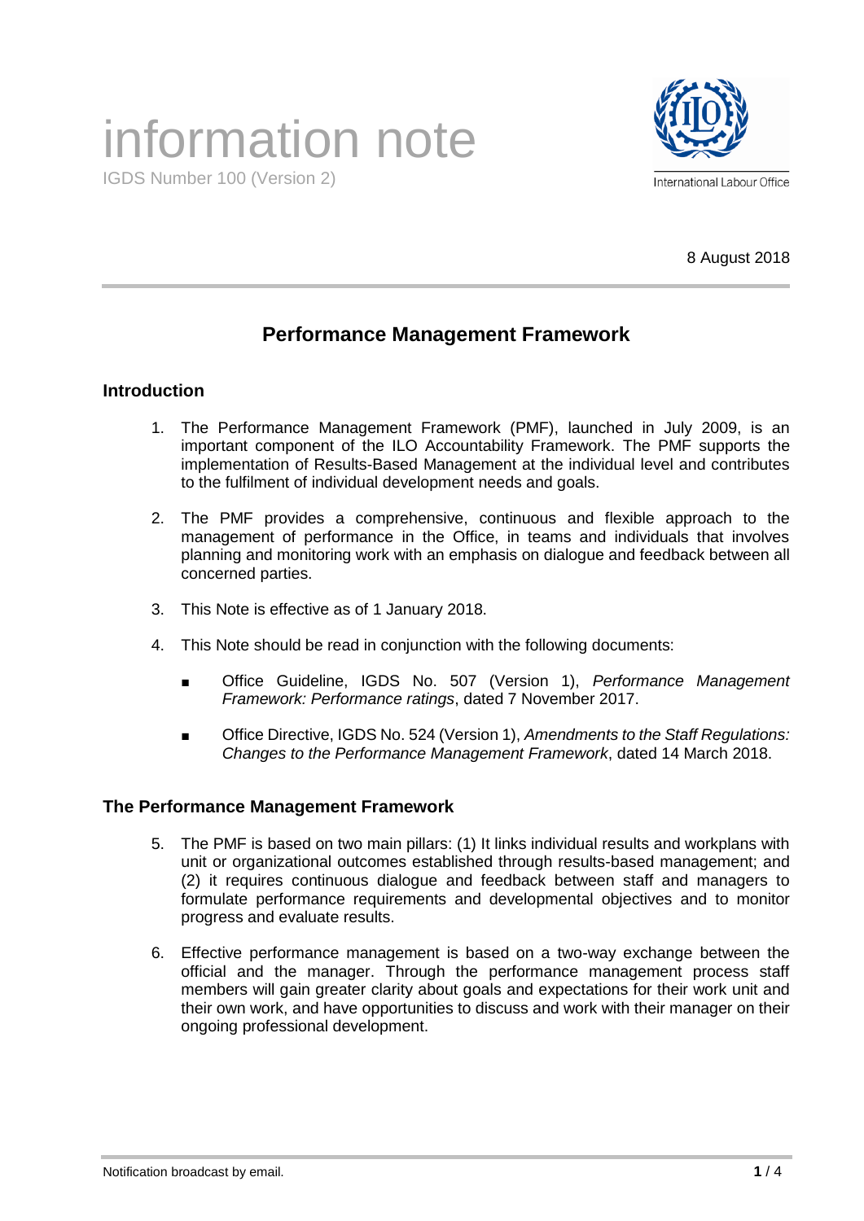# information note

IGDS Number 100 (Version 2)

International Labour Office

8 August 2018

## Performance Management Framework

### Introduction

1. The Performance Management Framework (PMF), launched in July 2009, is an important component of the ILO Accountability Framework. The PMF supports the implementation of Results-Based Management at the individual level and contributes to the fulfilment of individual development needs and goals.

2. The PMF provides a comprehensive, continuous and flexible approach to the management of performance in the Office, in teams and individuals that involves planning and monitoring work with an emphasis on dialogue and feedback between all concerned parties.

3. This Note is effective as of 1 January 2018.

4. This Note should be read in conjunction with the following documents:

   - Office Guideline, IGDS No. 507 (Version 1), *Performance Management Framework: Performance ratings*, dated 7 November 2017.

   - Office Directive, IGDS No. 524 (Version 1), *Amendments to the Staff Regulations: Changes to the Performance Management Framework*, dated 14 March 2018.

### The Performance Management Framework

5. The PMF is based on two main pillars: (1) It links individual results and workplans with unit or organizational outcomes established through results-based management; and (2) it requires continuous dialogue and feedback between staff and managers to formulate performance requirements and developmental objectives and to monitor progress and evaluate results.

6. Effective performance management is based on a two-way exchange between the official and the manager. Through the performance management process staff members will gain greater clarity about goals and expectations for their work unit and their own work, and have opportunities to discuss and work with their manager on their ongoing professional development.

Notification broadcast by email.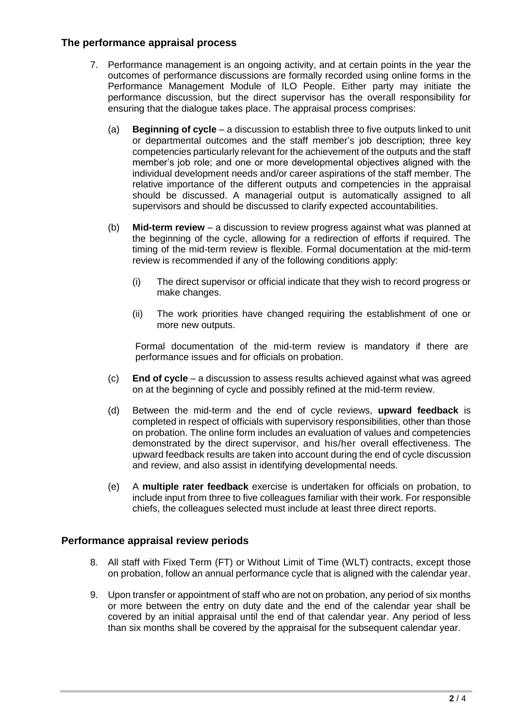## The performance appraisal process

7. Performance management is an ongoing activity, and at certain points in the year the outcomes of performance discussions are formally recorded using online forms in the Performance Management Module of ILO People. Either party may initiate the performance discussion, but the direct supervisor has the overall responsibility for ensuring that the dialogue takes place. The appraisal process comprises:

   (a) **Beginning of cycle** – a discussion to establish three to five outputs linked to unit or departmental outcomes and the staff member's job description; three key competencies particularly relevant for the achievement of the outputs and the staff member's job role; and one or more developmental objectives aligned with the individual development needs and/or career aspirations of the staff member. The relative importance of the different outputs and competencies in the appraisal should be discussed. A managerial output is automatically assigned to all supervisors and should be discussed to clarify expected accountabilities.

   (b) **Mid-term review** – a discussion to review progress against what was planned at the beginning of the cycle, allowing for a redirection of efforts if required. The timing of the mid-term review is flexible. Formal documentation at the mid-term review is recommended if any of the following conditions apply:

      (i) The direct supervisor or official indicate that they wish to record progress or make changes.

      (ii) The work priorities have changed requiring the establishment of one or more new outputs.

   Formal documentation of the mid-term review is mandatory if there are performance issues and for officials on probation.

   (c) **End of cycle** – a discussion to assess results achieved against what was agreed on at the beginning of cycle and possibly refined at the mid-term review.

   (d) Between the mid-term and the end of cycle reviews, **upward feedback** is completed in respect of officials with supervisory responsibilities, other than those on probation. The online form includes an evaluation of values and competencies demonstrated by the direct supervisor, and his/her overall effectiveness. The upward feedback results are taken into account during the end of cycle discussion and review, and also assist in identifying developmental needs.

   (e) A **multiple rater feedback** exercise is undertaken for officials on probation, to include input from three to five colleagues familiar with their work. For responsible chiefs, the colleagues selected must include at least three direct reports.

## Performance appraisal review periods

8. All staff with Fixed Term (FT) or Without Limit of Time (WLT) contracts, except those on probation, follow an annual performance cycle that is aligned with the calendar year.

9. Upon transfer or appointment of staff who are not on probation, any period of six months or more between the entry on duty date and the end of the calendar year shall be covered by an initial appraisal until the end of that calendar year. Any period of less than six months shall be covered by the appraisal for the subsequent calendar year.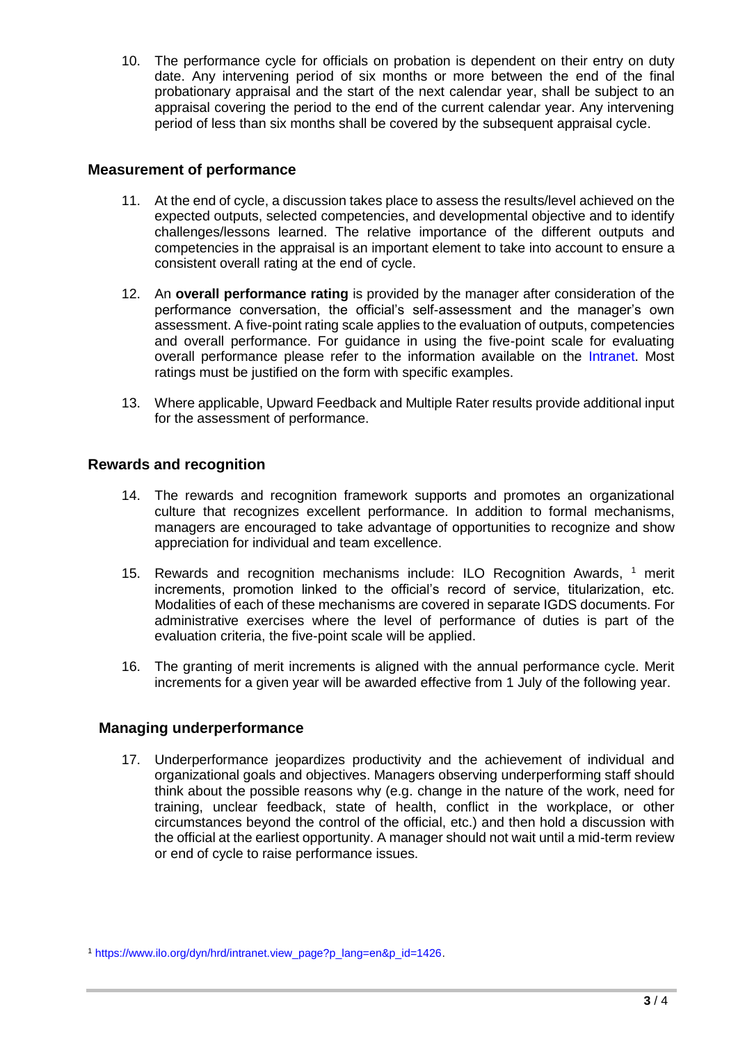10. The performance cycle for officials on probation is dependent on their entry on duty date. Any intervening period of six months or more between the end of the final probationary appraisal and the start of the next calendar year, shall be subject to an appraisal covering the period to the end of the current calendar year. Any intervening period of less than six months shall be covered by the subsequent appraisal cycle.

## Measurement of performance

11. At the end of cycle, a discussion takes place to assess the results/level achieved on the expected outputs, selected competencies, and developmental objective and to identify challenges/lessons learned. The relative importance of the different outputs and competencies in the appraisal is an important element to take into account to ensure a consistent overall rating at the end of cycle.

12. An **overall performance rating** is provided by the manager after consideration of the performance conversation, the official's self-assessment and the manager's own assessment. A five-point rating scale applies to the evaluation of outputs, competencies and overall performance. For guidance in using the five-point scale for evaluating overall performance please refer to the information available on the Intranet. Most ratings must be justified on the form with specific examples.

13. Where applicable, Upward Feedback and Multiple Rater results provide additional input for the assessment of performance.

## Rewards and recognition

14. The rewards and recognition framework supports and promotes an organizational culture that recognizes excellent performance. In addition to formal mechanisms, managers are encouraged to take advantage of opportunities to recognize and show appreciation for individual and team excellence.

15. Rewards and recognition mechanisms include: ILO Recognition Awards, [1] merit increments, promotion linked to the official's record of service, titularization, etc. Modalities of each of these mechanisms are covered in separate IGDS documents. For administrative exercises where the level of performance of duties is part of the evaluation criteria, the five-point scale will be applied.

16. The granting of merit increments is aligned with the annual performance cycle. Merit increments for a given year will be awarded effective from 1 July of the following year.

## Managing underperformance

17. Underperformance jeopardizes productivity and the achievement of individual and organizational goals and objectives. Managers observing underperforming staff should think about the possible reasons why (e.g. change in the nature of the work, need for training, unclear feedback, state of health, conflict in the workplace, or other circumstances beyond the control of the official, etc.) and then hold a discussion with the official at the earliest opportunity. A manager should not wait until a mid-term review or end of cycle to raise performance issues.

[1] https://www.ilo.org/dyn/hrd/intranet.view_page?p_lang=en&p_id=1426.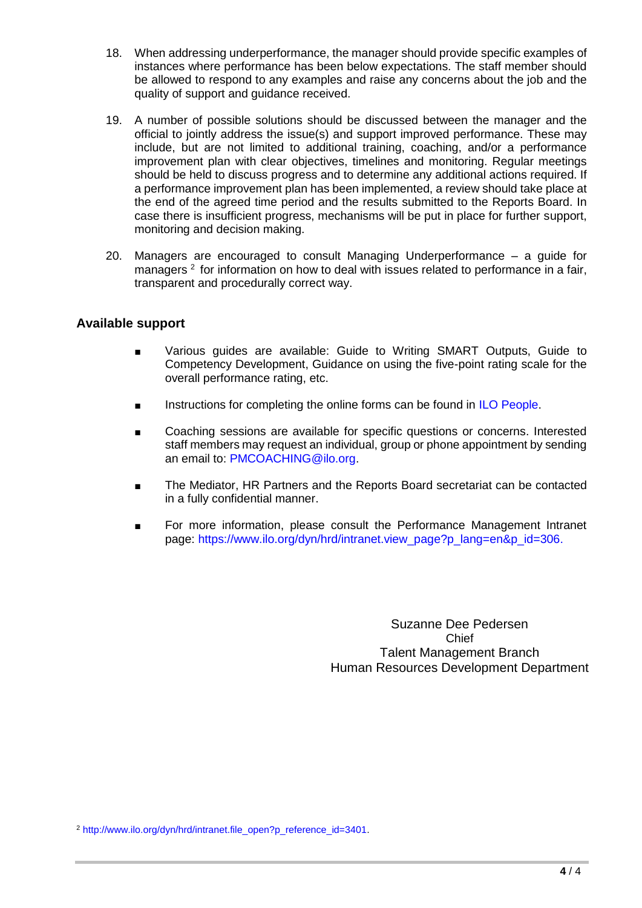18. When addressing underperformance, the manager should provide specific examples of instances where performance has been below expectations. The staff member should be allowed to respond to any examples and raise any concerns about the job and the quality of support and guidance received.

19. A number of possible solutions should be discussed between the manager and the official to jointly address the issue(s) and support improved performance. These may include, but are not limited to additional training, coaching, and/or a performance improvement plan with clear objectives, timelines and monitoring. Regular meetings should be held to discuss progress and to determine any additional actions required. If a performance improvement plan has been implemented, a review should take place at the end of the agreed time period and the results submitted to the Reports Board. In case there is insufficient progress, mechanisms will be put in place for further support, monitoring and decision making.

20. Managers are encouraged to consult Managing Underperformance – a guide for managers [2] for information on how to deal with issues related to performance in a fair, transparent and procedurally correct way.

## Available support

- Various guides are available: Guide to Writing SMART Outputs, Guide to Competency Development, Guidance on using the five-point rating scale for the overall performance rating, etc.
- Instructions for completing the online forms can be found in ILO People.
- Coaching sessions are available for specific questions or concerns. Interested staff members may request an individual, group or phone appointment by sending an email to: PMCOACHING@ilo.org.
- The Mediator, HR Partners and the Reports Board secretariat can be contacted in a fully confidential manner.
- For more information, please consult the Performance Management Intranet page: https://www.ilo.org/dyn/hrd/intranet.view_page?p_lang=en&p_id=306.

Suzanne Dee Pedersen
Chief
Talent Management Branch
Human Resources Development Department

[2] http://www.ilo.org/dyn/hrd/intranet.file_open?p_reference_id=3401.